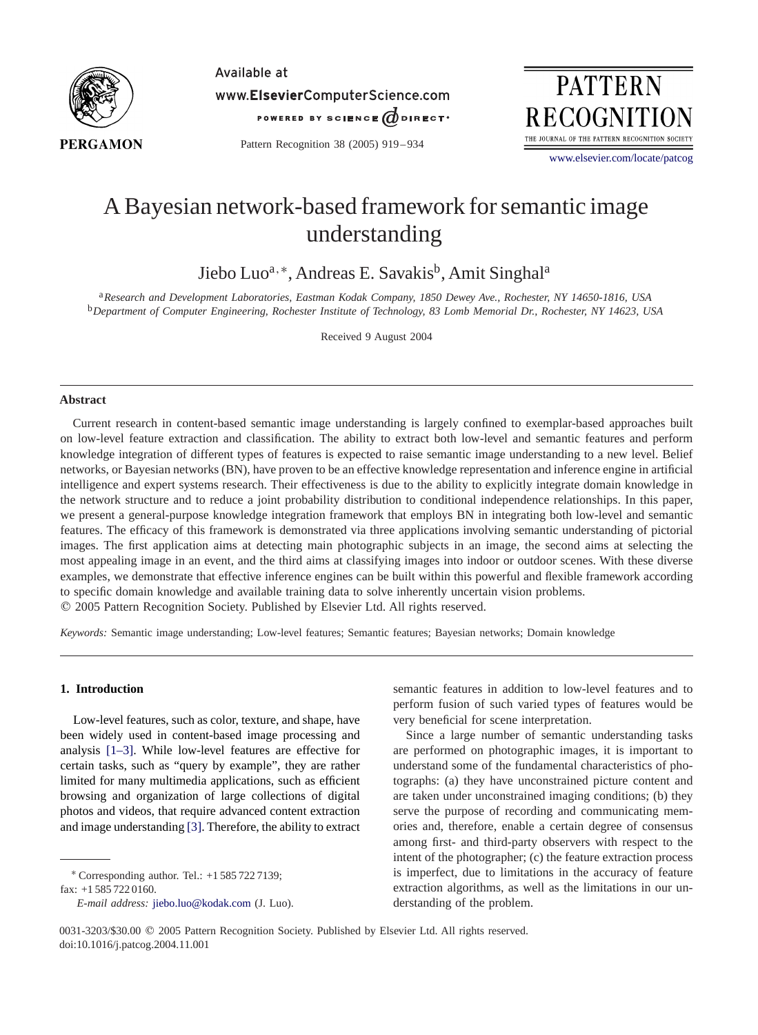# A Bayesian network-based framework for semantic image understanding

Jiebo Luo[a,*], Andreas E. Savakis[b], Amit Singhal[a]

[a] *Research and Development Laboratories, Eastman Kodak Company, 1850 Dewey Ave., Rochester, NY 14650-1816, USA*
[b] *Department of Computer Engineering, Rochester Institute of Technology, 83 Lomb Memorial Dr., Rochester, NY 14623, USA*

Received 9 August 2004

## Abstract

Current research in content-based semantic image understanding is largely confined to exemplar-based approaches built on low-level feature extraction and classification. The ability to extract both low-level and semantic features and perform knowledge integration of different types of features is expected to raise semantic image understanding to a new level. Belief networks, or Bayesian networks (BN), have proven to be an effective knowledge representation and inference engine in artificial intelligence and expert systems research. Their effectiveness is due to the ability to explicitly integrate domain knowledge in the network structure and to reduce a joint probability distribution to conditional independence relationships. In this paper, we present a general-purpose knowledge integration framework that employs BN in integrating both low-level and semantic features. The efficacy of this framework is demonstrated via three applications involving semantic understanding of pictorial images. The first application aims at detecting main photographic subjects in an image, the second aims at selecting the most appealing image in an event, and the third aims at classifying images into indoor or outdoor scenes. With these diverse examples, we demonstrate that effective inference engines can be built within this powerful and flexible framework according to specific domain knowledge and available training data to solve inherently uncertain vision problems.
© 2005 Pattern Recognition Society. Published by Elsevier Ltd. All rights reserved.

*Keywords:* Semantic image understanding; Low-level features; Semantic features; Bayesian networks; Domain knowledge

## 1. Introduction

Low-level features, such as color, texture, and shape, have been widely used in content-based image processing and analysis [1–3]. While low-level features are effective for certain tasks, such as "query by example", they are rather limited for many multimedia applications, such as efficient browsing and organization of large collections of digital photos and videos, that require advanced content extraction and image understanding [3]. Therefore, the ability to extract semantic features in addition to low-level features and to perform fusion of such varied types of features would be very beneficial for scene interpretation.

Since a large number of semantic understanding tasks are performed on photographic images, it is important to understand some of the fundamental characteristics of photographs: (a) they have unconstrained picture content and are taken under unconstrained imaging conditions; (b) they serve the purpose of recording and communicating memories and, therefore, enable a certain degree of consensus among first- and third-party observers with respect to the intent of the photographer; (c) the feature extraction process is imperfect, due to limitations in the accuracy of feature extraction algorithms, as well as the limitations in our understanding of the problem.

* Corresponding author. Tel.: +1 585 722 7139; fax: +1 585 722 0160.
*E-mail address:* jiebo.luo@kodak.com (J. Luo).

0031-3203/$30.00 © 2005 Pattern Recognition Society. Published by Elsevier Ltd. All rights reserved.
doi:10.1016/j.patcog.2004.11.001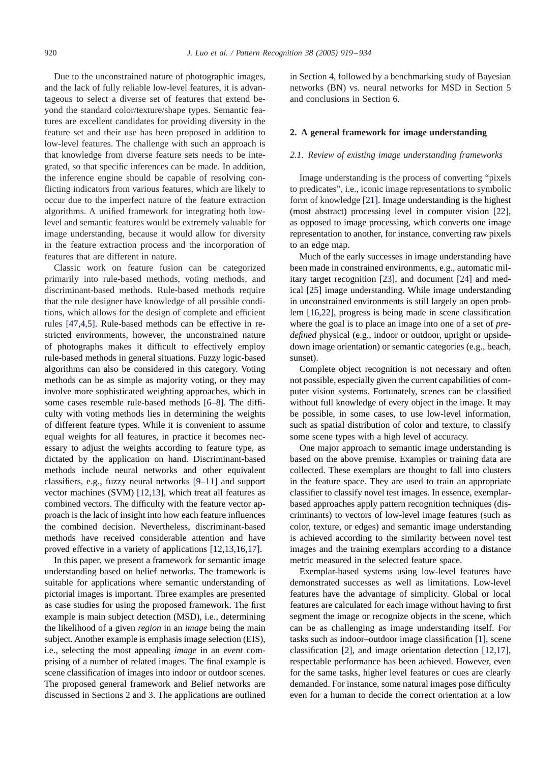Due to the unconstrained nature of photographic images, and the lack of fully reliable low-level features, it is advantageous to select a diverse set of features that extend beyond the standard color/texture/shape types. Semantic features are excellent candidates for providing diversity in the feature set and their use has been proposed in addition to low-level features. The challenge with such an approach is that knowledge from diverse feature sets needs to be integrated, so that specific inferences can be made. In addition, the inference engine should be capable of resolving conflicting indicators from various features, which are likely to occur due to the imperfect nature of the feature extraction algorithms. A unified framework for integrating both low-level and semantic features would be extremely valuable for image understanding, because it would allow for diversity in the feature extraction process and the incorporation of features that are different in nature.

Classic work on feature fusion can be categorized primarily into rule-based methods, voting methods, and discriminant-based methods. Rule-based methods require that the rule designer have knowledge of all possible conditions, which allows for the design of complete and efficient rules [47,4,5]. Rule-based methods can be effective in restricted environments, however, the unconstrained nature of photographs makes it difficult to effectively employ rule-based methods in general situations. Fuzzy logic-based algorithms can also be considered in this category. Voting methods can be as simple as majority voting, or they may involve more sophisticated weighting approaches, which in some cases resemble rule-based methods [6–8]. The difficulty with voting methods lies in determining the weights of different feature types. While it is convenient to assume equal weights for all features, in practice it becomes necessary to adjust the weights according to feature type, as dictated by the application on hand. Discriminant-based methods include neural networks and other equivalent classifiers, e.g., fuzzy neural networks [9–11] and support vector machines (SVM) [12,13], which treat all features as combined vectors. The difficulty with the feature vector approach is the lack of insight into how each feature influences the combined decision. Nevertheless, discriminant-based methods have received considerable attention and have proved effective in a variety of applications [12,13,16,17].

In this paper, we present a framework for semantic image understanding based on belief networks. The framework is suitable for applications where semantic understanding of pictorial images is important. Three examples are presented as case studies for using the proposed framework. The first example is main subject detection (MSD), i.e., determining the likelihood of a given *region* in an *image* being the main subject. Another example is emphasis image selection (EIS), i.e., selecting the most appealing *image* in an *event* comprising of a number of related images. The final example is scene classification of images into indoor or outdoor scenes. The proposed general framework and Belief networks are discussed in Sections 2 and 3. The applications are outlined in Section 4, followed by a benchmarking study of Bayesian networks (BN) vs. neural networks for MSD in Section 5 and conclusions in Section 6.

## 2. A general framework for image understanding

### *2.1. Review of existing image understanding frameworks*

Image understanding is the process of converting "pixels to predicates", i.e., iconic image representations to symbolic form of knowledge [21]. Image understanding is the highest (most abstract) processing level in computer vision [22], as opposed to image processing, which converts one image representation to another, for instance, converting raw pixels to an edge map.

Much of the early successes in image understanding have been made in constrained environments, e.g., automatic military target recognition [23], and document [24] and medical [25] image understanding. While image understanding in unconstrained environments is still largely an open problem [16,22], progress is being made in scene classification where the goal is to place an image into one of a set of *predefined* physical (e.g., indoor or outdoor, upright or upside-down image orientation) or semantic categories (e.g., beach, sunset).

Complete object recognition is not necessary and often not possible, especially given the current capabilities of computer vision systems. Fortunately, scenes can be classified without full knowledge of every object in the image. It may be possible, in some cases, to use low-level information, such as spatial distribution of color and texture, to classify some scene types with a high level of accuracy.

One major approach to semantic image understanding is based on the above premise. Examples or training data are collected. These exemplars are thought to fall into clusters in the feature space. They are used to train an appropriate classifier to classify novel test images. In essence, exemplar-based approaches apply pattern recognition techniques (discriminants) to vectors of low-level image features (such as color, texture, or edges) and semantic image understanding is achieved according to the similarity between novel test images and the training exemplars according to a distance metric measured in the selected feature space.

Exemplar-based systems using low-level features have demonstrated successes as well as limitations. Low-level features have the advantage of simplicity. Global or local features are calculated for each image without having to first segment the image or recognize objects in the scene, which can be as challenging as image understanding itself. For tasks such as indoor–outdoor image classification [1], scene classification [2], and image orientation detection [12,17], respectable performance has been achieved. However, even for the same tasks, higher level features or cues are clearly demanded. For instance, some natural images pose difficulty even for a human to decide the correct orientation at a low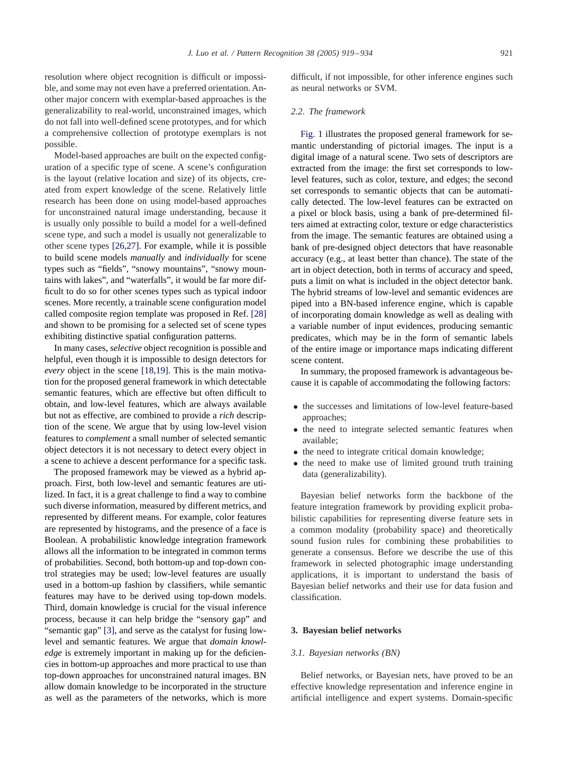resolution where object recognition is difficult or impossible, and some may not even have a preferred orientation. Another major concern with exemplar-based approaches is the generalizability to real-world, unconstrained images, which do not fall into well-defined scene prototypes, and for which a comprehensive collection of prototype exemplars is not possible.

Model-based approaches are built on the expected configuration of a specific type of scene. A scene's configuration is the layout (relative location and size) of its objects, created from expert knowledge of the scene. Relatively little research has been done on using model-based approaches for unconstrained natural image understanding, because it is usually only possible to build a model for a well-defined scene type, and such a model is usually not generalizable to other scene types [26,27]. For example, while it is possible to build scene models *manually* and *individually* for scene types such as "fields", "snowy mountains", "snowy mountains with lakes", and "waterfalls", it would be far more difficult to do so for other scenes types such as typical indoor scenes. More recently, a trainable scene configuration model called composite region template was proposed in Ref. [28] and shown to be promising for a selected set of scene types exhibiting distinctive spatial configuration patterns.

In many cases, *selective* object recognition is possible and helpful, even though it is impossible to design detectors for *every* object in the scene [18,19]. This is the main motivation for the proposed general framework in which detectable semantic features, which are effective but often difficult to obtain, and low-level features, which are always available but not as effective, are combined to provide a *rich* description of the scene. We argue that by using low-level vision features to *complement* a small number of selected semantic object detectors it is not necessary to detect every object in a scene to achieve a descent performance for a specific task.

The proposed framework may be viewed as a hybrid approach. First, both low-level and semantic features are utilized. In fact, it is a great challenge to find a way to combine such diverse information, measured by different metrics, and represented by different means. For example, color features are represented by histograms, and the presence of a face is Boolean. A probabilistic knowledge integration framework allows all the information to be integrated in common terms of probabilities. Second, both bottom-up and top-down control strategies may be used; low-level features are usually used in a bottom-up fashion by classifiers, while semantic features may have to be derived using top-down models. Third, domain knowledge is crucial for the visual inference process, because it can help bridge the "sensory gap" and "semantic gap" [3], and serve as the catalyst for fusing low-level and semantic features. We argue that *domain knowledge* is extremely important in making up for the deficiencies in bottom-up approaches and more practical to use than top-down approaches for unconstrained natural images. BN allow domain knowledge to be incorporated in the structure as well as the parameters of the networks, which is more difficult, if not impossible, for other inference engines such as neural networks or SVM.

### 2.2. The framework

Fig. 1 illustrates the proposed general framework for semantic understanding of pictorial images. The input is a digital image of a natural scene. Two sets of descriptors are extracted from the image: the first set corresponds to low-level features, such as color, texture, and edges; the second set corresponds to semantic objects that can be automatically detected. The low-level features can be extracted on a pixel or block basis, using a bank of pre-determined filters aimed at extracting color, texture or edge characteristics from the image. The semantic features are obtained using a bank of pre-designed object detectors that have reasonable accuracy (e.g., at least better than chance). The state of the art in object detection, both in terms of accuracy and speed, puts a limit on what is included in the object detector bank. The hybrid streams of low-level and semantic evidences are piped into a BN-based inference engine, which is capable of incorporating domain knowledge as well as dealing with a variable number of input evidences, producing semantic predicates, which may be in the form of semantic labels of the entire image or importance maps indicating different scene content.

In summary, the proposed framework is advantageous because it is capable of accommodating the following factors:

- the successes and limitations of low-level feature-based approaches;
- the need to integrate selected semantic features when available;
- the need to integrate critical domain knowledge;
- the need to make use of limited ground truth training data (generalizability).

Bayesian belief networks form the backbone of the feature integration framework by providing explicit probabilistic capabilities for representing diverse feature sets in a common modality (probability space) and theoretically sound fusion rules for combining these probabilities to generate a consensus. Before we describe the use of this framework in selected photographic image understanding applications, it is important to understand the basis of Bayesian belief networks and their use for data fusion and classification.

## 3. Bayesian belief networks

### 3.1. Bayesian networks (BN)

Belief networks, or Bayesian nets, have proved to be an effective knowledge representation and inference engine in artificial intelligence and expert systems. Domain-specific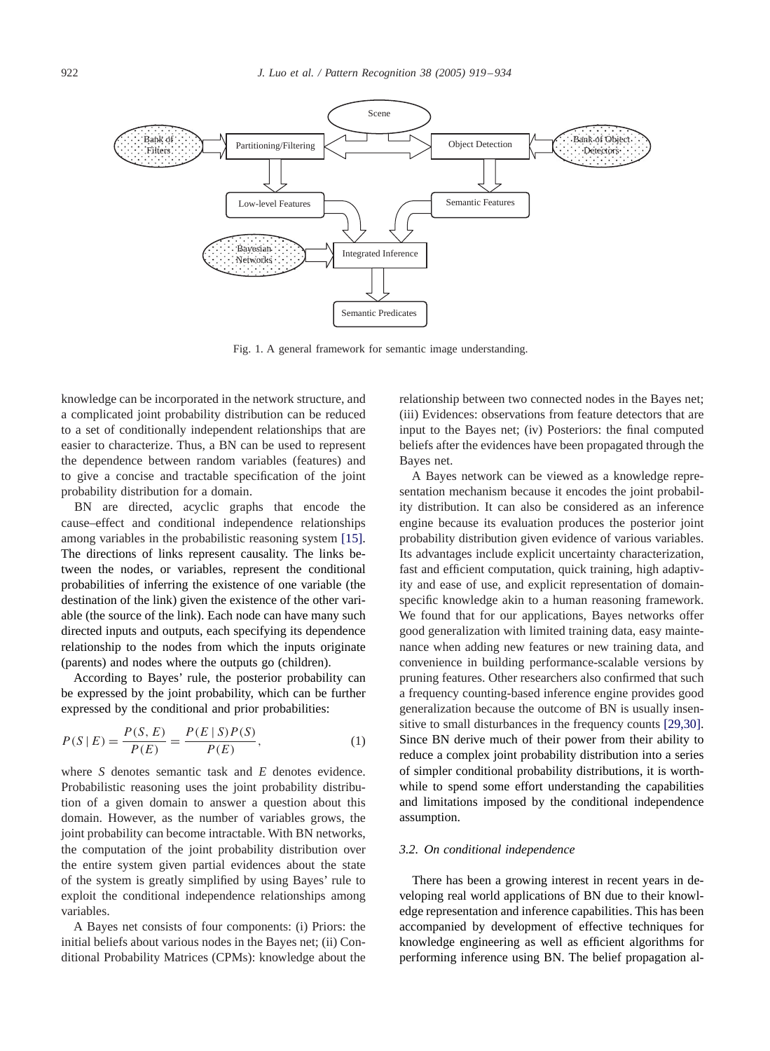Fig. 1. A general framework for semantic image understanding.

knowledge can be incorporated in the network structure, and a complicated joint probability distribution can be reduced to a set of conditionally independent relationships that are easier to characterize. Thus, a BN can be used to represent the dependence between random variables (features) and to give a concise and tractable specification of the joint probability distribution for a domain.

BN are directed, acyclic graphs that encode the cause–effect and conditional independence relationships among variables in the probabilistic reasoning system [15]. The directions of links represent causality. The links between the nodes, or variables, represent the conditional probabilities of inferring the existence of one variable (the destination of the link) given the existence of the other variable (the source of the link). Each node can have many such directed inputs and outputs, each specifying its dependence relationship to the nodes from which the inputs originate (parents) and nodes where the outputs go (children).

According to Bayes' rule, the posterior probability can be expressed by the joint probability, which can be further expressed by the conditional and prior probabilities:

$$P(S \mid E) = \frac{P(S, E)}{P(E)} = \frac{P(E \mid S)P(S)}{P(E)}, \tag{1}$$

where $S$ denotes semantic task and $E$ denotes evidence. Probabilistic reasoning uses the joint probability distribution of a given domain to answer a question about this domain. However, as the number of variables grows, the joint probability can become intractable. With BN networks, the computation of the joint probability distribution over the entire system given partial evidences about the state of the system is greatly simplified by using Bayes' rule to exploit the conditional independence relationships among variables.

A Bayes net consists of four components: (i) Priors: the initial beliefs about various nodes in the Bayes net; (ii) Conditional Probability Matrices (CPMs): knowledge about the relationship between two connected nodes in the Bayes net; (iii) Evidences: observations from feature detectors that are input to the Bayes net; (iv) Posteriors: the final computed beliefs after the evidences have been propagated through the Bayes net.

A Bayes network can be viewed as a knowledge representation mechanism because it encodes the joint probability distribution. It can also be considered as an inference engine because its evaluation produces the posterior joint probability distribution given evidence of various variables. Its advantages include explicit uncertainty characterization, fast and efficient computation, quick training, high adaptivity and ease of use, and explicit representation of domain-specific knowledge akin to a human reasoning framework. We found that for our applications, Bayes networks offer good generalization with limited training data, easy maintenance when adding new features or new training data, and convenience in building performance-scalable versions by pruning features. Other researchers also confirmed that such a frequency counting-based inference engine provides good generalization because the outcome of BN is usually insensitive to small disturbances in the frequency counts [29,30]. Since BN derive much of their power from their ability to reduce a complex joint probability distribution into a series of simpler conditional probability distributions, it is worthwhile to spend some effort understanding the capabilities and limitations imposed by the conditional independence assumption.

### 3.2. On conditional independence

There has been a growing interest in recent years in developing real world applications of BN due to their knowledge representation and inference capabilities. This has been accompanied by development of effective techniques for knowledge engineering as well as efficient algorithms for performing inference using BN. The belief propagation al-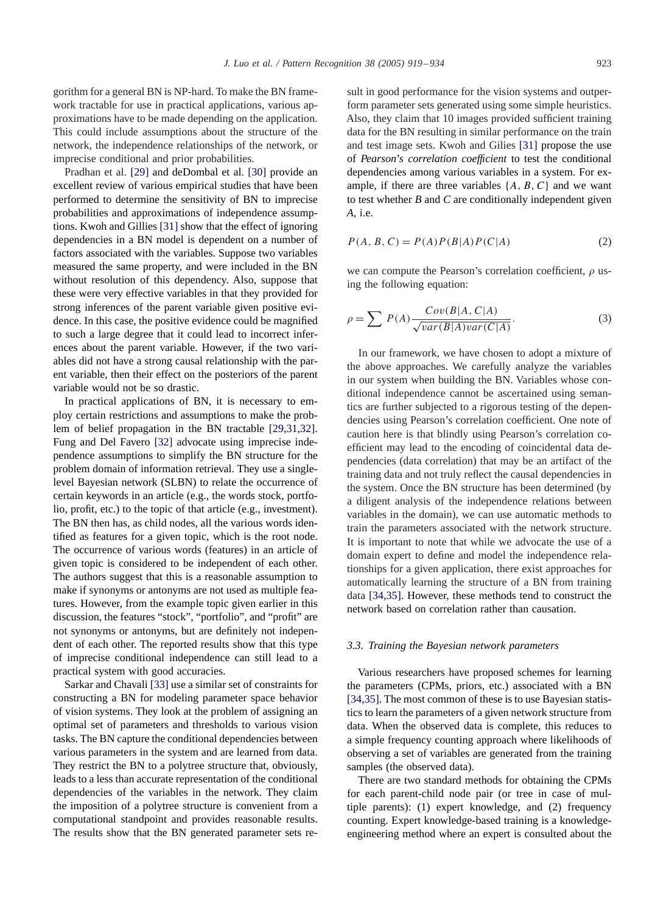gorithm for a general BN is NP-hard. To make the BN framework tractable for use in practical applications, various approximations have to be made depending on the application. This could include assumptions about the structure of the network, the independence relationships of the network, or imprecise conditional and prior probabilities.

Pradhan et al. [29] and deDombal et al. [30] provide an excellent review of various empirical studies that have been performed to determine the sensitivity of BN to imprecise probabilities and approximations of independence assumptions. Kwoh and Gillies [31] show that the effect of ignoring dependencies in a BN model is dependent on a number of factors associated with the variables. Suppose two variables measured the same property, and were included in the BN without resolution of this dependency. Also, suppose that these were very effective variables in that they provided for strong inferences of the parent variable given positive evidence. In this case, the positive evidence could be magnified to such a large degree that it could lead to incorrect inferences about the parent variable. However, if the two variables did not have a strong causal relationship with the parent variable, then their effect on the posteriors of the parent variable would not be so drastic.

In practical applications of BN, it is necessary to employ certain restrictions and assumptions to make the problem of belief propagation in the BN tractable [29,31,32]. Fung and Del Favero [32] advocate using imprecise independence assumptions to simplify the BN structure for the problem domain of information retrieval. They use a single-level Bayesian network (SLBN) to relate the occurrence of certain keywords in an article (e.g., the words stock, portfolio, profit, etc.) to the topic of that article (e.g., investment). The BN then has, as child nodes, all the various words identified as features for a given topic, which is the root node. The occurrence of various words (features) in an article of given topic is considered to be independent of each other. The authors suggest that this is a reasonable assumption to make if synonyms or antonyms are not used as multiple features. However, from the example topic given earlier in this discussion, the features “stock”, “portfolio”, and “profit” are not synonyms or antonyms, but are definitely not independent of each other. The reported results show that this type of imprecise conditional independence can still lead to a practical system with good accuracies.

Sarkar and Chavali [33] use a similar set of constraints for constructing a BN for modeling parameter space behavior of vision systems. They look at the problem of assigning an optimal set of parameters and thresholds to various vision tasks. The BN capture the conditional dependencies between various parameters in the system and are learned from data. They restrict the BN to a polytree structure that, obviously, leads to a less than accurate representation of the conditional dependencies of the variables in the network. They claim the imposition of a polytree structure is convenient from a computational standpoint and provides reasonable results. The results show that the BN generated parameter sets result in good performance for the vision systems and outperform parameter sets generated using some simple heuristics. Also, they claim that 10 images provided sufficient training data for the BN resulting in similar performance on the train and test image sets. Kwoh and Gilies [31] propose the use of ***Pearson's correlation coefficient*** to test the conditional dependencies among various variables in a system. For example, if there are three variables $\{A, B, C\}$ and we want to test whether $B$ and $C$ are conditionally independent given $A$, i.e.

$$P(A, B, C) = P(A)P(B|A)P(C|A) \tag{2}$$

we can compute the Pearson's correlation coefficient, $\rho$ using the following equation:

$$\rho = \sum P(A)\frac{Cov(B|A, C|A)}{\sqrt{var(B|A)var(C|A)}}. \tag{3}$$

In our framework, we have chosen to adopt a mixture of the above approaches. We carefully analyze the variables in our system when building the BN. Variables whose conditional independence cannot be ascertained using semantics are further subjected to a rigorous testing of the dependencies using Pearson's correlation coefficient. One note of caution here is that blindly using Pearson's correlation coefficient may lead to the encoding of coincidental data dependencies (data correlation) that may be an artifact of the training data and not truly reflect the causal dependencies in the system. Once the BN structure has been determined (by a diligent analysis of the independence relations between variables in the domain), we can use automatic methods to train the parameters associated with the network structure. It is important to note that while we advocate the use of a domain expert to define and model the independence relationships for a given application, there exist approaches for automatically learning the structure of a BN from training data [34,35]. However, these methods tend to construct the network based on correlation rather than causation.

### 3.3. Training the Bayesian network parameters

Various researchers have proposed schemes for learning the parameters (CPMs, priors, etc.) associated with a BN [34,35]. The most common of these is to use Bayesian statistics to learn the parameters of a given network structure from data. When the observed data is complete, this reduces to a simple frequency counting approach where likelihoods of observing a set of variables are generated from the training samples (the observed data).

There are two standard methods for obtaining the CPMs for each parent-child node pair (or tree in case of multiple parents): (1) expert knowledge, and (2) frequency counting. Expert knowledge-based training is a knowledge-engineering method where an expert is consulted about the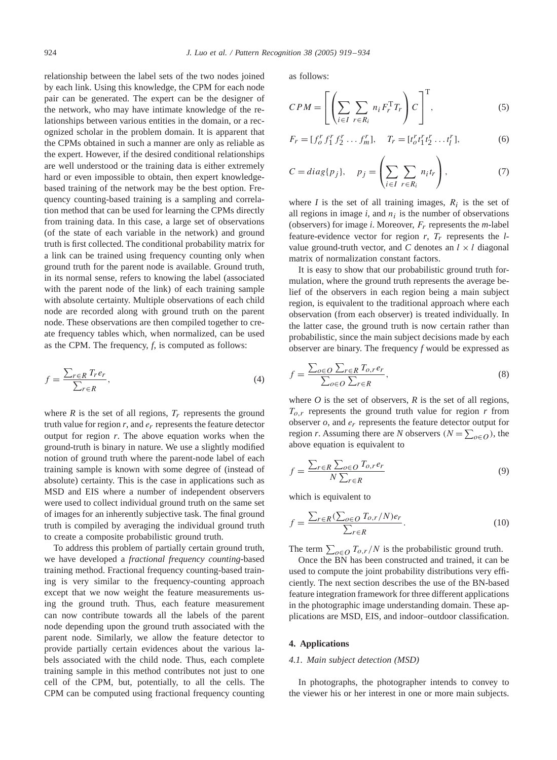relationship between the label sets of the two nodes joined by each link. Using this knowledge, the CPM for each node pair can be generated. The expert can be the designer of the network, who may have intimate knowledge of the relationships between various entities in the domain, or a recognized scholar in the problem domain. It is apparent that the CPMs obtained in such a manner are only as reliable as the expert. However, if the desired conditional relationships are well understood or the training data is either extremely hard or even impossible to obtain, then expert knowledge-based training of the network may be the best option. Frequency counting-based training is a sampling and correlation method that can be used for learning the CPMs directly from training data. In this case, a large set of observations (of the state of each variable in the network) and ground truth is first collected. The conditional probability matrix for a link can be trained using frequency counting only when ground truth for the parent node is available. Ground truth, in its normal sense, refers to knowing the label (associated with the parent node of the link) of each training sample with absolute certainty. Multiple observations of each child node are recorded along with ground truth on the parent node. These observations are then compiled together to create frequency tables which, when normalized, can be used as the CPM. The frequency, $f$, is computed as follows:

$$f = \frac{\sum_{r \in R} T_r e_r}{\sum_{r \in R}}, \tag{4}$$

where $R$ is the set of all regions, $T_r$ represents the ground truth value for region $r$, and $e_r$ represents the feature detector output for region $r$. The above equation works when the ground-truth is binary in nature. We use a slightly modified notion of ground truth where the parent-node label of each training sample is known with some degree of (instead of absolute) certainty. This is the case in applications such as MSD and EIS where a number of independent observers were used to collect individual ground truth on the same set of images for an inherently subjective task. The final ground truth is compiled by averaging the individual ground truth to create a composite probabilistic ground truth.

To address this problem of partially certain ground truth, we have developed a *fractional frequency counting*-based training method. Fractional frequency counting-based training is very similar to the frequency-counting approach except that we now weight the feature measurements using the ground truth. Thus, each feature measurement can now contribute towards all the labels of the parent node depending upon the ground truth associated with the parent node. Similarly, we allow the feature detector to provide partially certain evidences about the various labels associated with the child node. Thus, each complete training sample in this method contributes not just to one cell of the CPM, but, potentially, to all the cells. The CPM can be computed using fractional frequency counting as follows:

$$CPM = \left[ \left( \sum_{i \in I} \sum_{r \in R_i} n_i F_r^{\mathrm{T}} T_r \right) C \right]^{\mathrm{T}}, \tag{5}$$

$$F_r = [f_o^r f_1^r f_2^r \dots f_m^r], \quad T_r = [t_o^r t_1^r t_2^r \dots t_l^r], \tag{6}$$

$$C = diag\{p_j\}, \quad p_j = \left( \sum_{i \in I} \sum_{r \in R_i} n_i t_r \right), \tag{7}$$

where $I$ is the set of all training images, $R_i$ is the set of all regions in image $i$, and $n_i$ is the number of observations (observers) for image $i$. Moreover, $F_r$ represents the $m$-label feature-evidence vector for region $r$, $T_r$ represents the $l$-value ground-truth vector, and $C$ denotes an $l \times l$ diagonal matrix of normalization constant factors.

It is easy to show that our probabilistic ground truth formulation, where the ground truth represents the average belief of the observers in each region being a main subject region, is equivalent to the traditional approach where each observation (from each observer) is treated individually. In the latter case, the ground truth is now certain rather than probabilistic, since the main subject decisions made by each observer are binary. The frequency $f$ would be expressed as

$$f = \frac{\sum_{o \in O} \sum_{r \in R} T_{o,r} e_r}{\sum_{o \in O} \sum_{r \in R}}, \tag{8}$$

where $O$ is the set of observers, $R$ is the set of all regions, $T_{o,r}$ represents the ground truth value for region $r$ from observer $o$, and $e_r$ represents the feature detector output for region $r$. Assuming there are $N$ observers $(N = \sum_{o \in O})$, the above equation is equivalent to

$$f = \frac{\sum_{r \in R} \sum_{o \in O} T_{o,r} e_r}{N \sum_{r \in R}} \tag{9}$$

which is equivalent to

$$f = \frac{\sum_{r \in R} (\sum_{o \in O} T_{o,r}/N) e_r}{\sum_{r \in R}}. \tag{10}$$

The term $\sum_{o \in O} T_{o,r}/N$ is the probabilistic ground truth.

Once the BN has been constructed and trained, it can be used to compute the joint probability distributions very efficiently. The next section describes the use of the BN-based feature integration framework for three different applications in the photographic image understanding domain. These applications are MSD, EIS, and indoor–outdoor classification.

## 4. Applications

### 4.1. Main subject detection (MSD)

In photographs, the photographer intends to convey to the viewer his or her interest in one or more main subjects.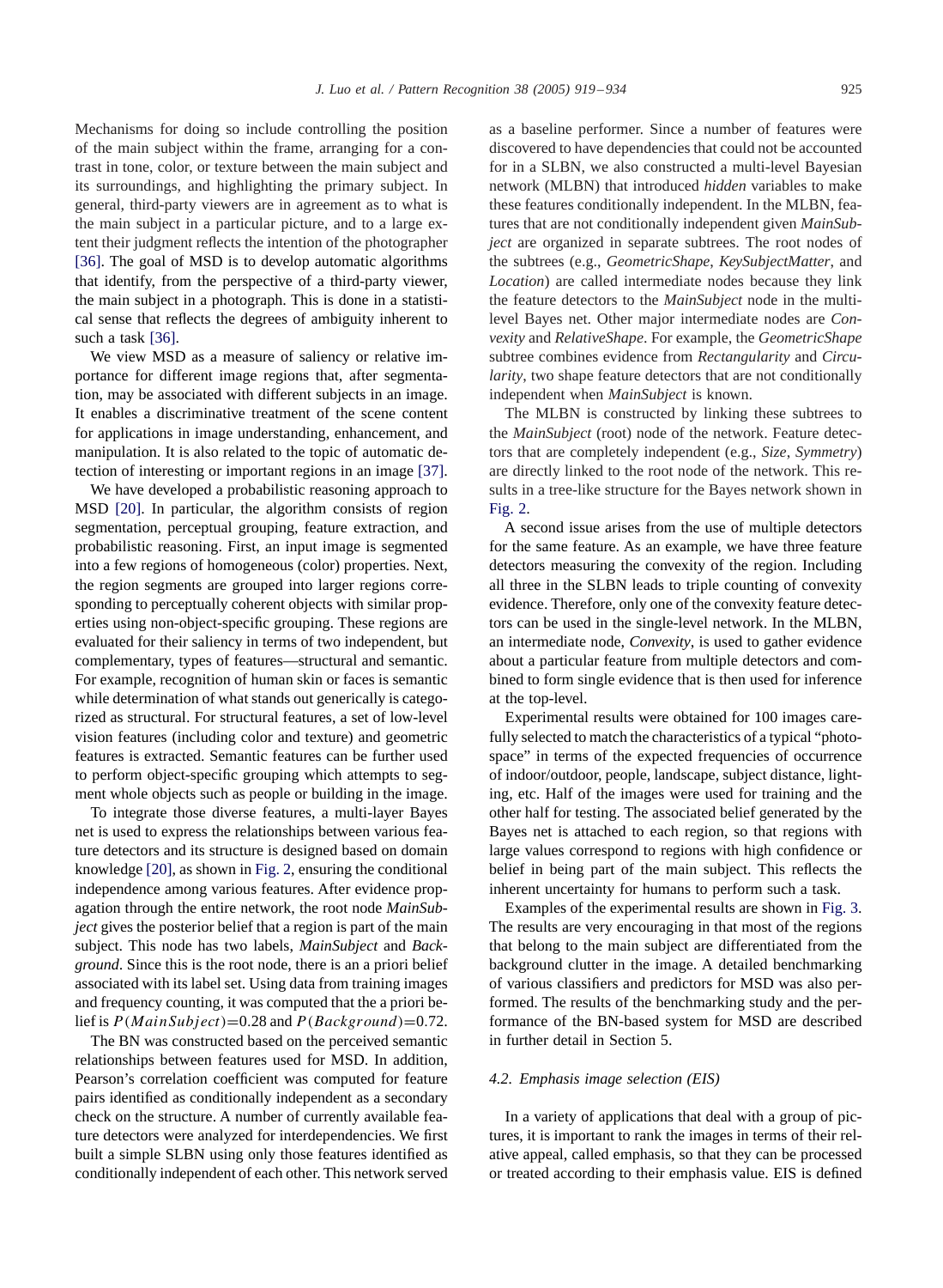Mechanisms for doing so include controlling the position of the main subject within the frame, arranging for a contrast in tone, color, or texture between the main subject and its surroundings, and highlighting the primary subject. In general, third-party viewers are in agreement as to what is the main subject in a particular picture, and to a large extent their judgment reflects the intention of the photographer [36]. The goal of MSD is to develop automatic algorithms that identify, from the perspective of a third-party viewer, the main subject in a photograph. This is done in a statistical sense that reflects the degrees of ambiguity inherent to such a task [36].

We view MSD as a measure of saliency or relative importance for different image regions that, after segmentation, may be associated with different subjects in an image. It enables a discriminative treatment of the scene content for applications in image understanding, enhancement, and manipulation. It is also related to the topic of automatic detection of interesting or important regions in an image [37].

We have developed a probabilistic reasoning approach to MSD [20]. In particular, the algorithm consists of region segmentation, perceptual grouping, feature extraction, and probabilistic reasoning. First, an input image is segmented into a few regions of homogeneous (color) properties. Next, the region segments are grouped into larger regions corresponding to perceptually coherent objects with similar properties using non-object-specific grouping. These regions are evaluated for their saliency in terms of two independent, but complementary, types of features—structural and semantic. For example, recognition of human skin or faces is semantic while determination of what stands out generically is categorized as structural. For structural features, a set of low-level vision features (including color and texture) and geometric features is extracted. Semantic features can be further used to perform object-specific grouping which attempts to segment whole objects such as people or building in the image.

To integrate those diverse features, a multi-layer Bayes net is used to express the relationships between various feature detectors and its structure is designed based on domain knowledge [20], as shown in Fig. 2, ensuring the conditional independence among various features. After evidence propagation through the entire network, the root node *MainSubject* gives the posterior belief that a region is part of the main subject. This node has two labels, *MainSubject* and *Background*. Since this is the root node, there is an a priori belief associated with its label set. Using data from training images and frequency counting, it was computed that the a priori belief is $P(MainSubject)=0.28$ and $P(Background)=0.72$.

The BN was constructed based on the perceived semantic relationships between features used for MSD. In addition, Pearson's correlation coefficient was computed for feature pairs identified as conditionally independent as a secondary check on the structure. A number of currently available feature detectors were analyzed for interdependencies. We first built a simple SLBN using only those features identified as conditionally independent of each other. This network served as a baseline performer. Since a number of features were discovered to have dependencies that could not be accounted for in a SLBN, we also constructed a multi-level Bayesian network (MLBN) that introduced *hidden* variables to make these features conditionally independent. In the MLBN, features that are not conditionally independent given *MainSubject* are organized in separate subtrees. The root nodes of the subtrees (e.g., *GeometricShape*, *KeySubjectMatter*, and *Location*) are called intermediate nodes because they link the feature detectors to the *MainSubject* node in the multi-level Bayes net. Other major intermediate nodes are *Convexity* and *RelativeShape*. For example, the *GeometricShape* subtree combines evidence from *Rectangularity* and *Circularity*, two shape feature detectors that are not conditionally independent when *MainSubject* is known.

The MLBN is constructed by linking these subtrees to the *MainSubject* (root) node of the network. Feature detectors that are completely independent (e.g., *Size*, *Symmetry*) are directly linked to the root node of the network. This results in a tree-like structure for the Bayes network shown in Fig. 2.

A second issue arises from the use of multiple detectors for the same feature. As an example, we have three feature detectors measuring the convexity of the region. Including all three in the SLBN leads to triple counting of convexity evidence. Therefore, only one of the convexity feature detectors can be used in the single-level network. In the MLBN, an intermediate node, *Convexity*, is used to gather evidence about a particular feature from multiple detectors and combined to form single evidence that is then used for inference at the top-level.

Experimental results were obtained for 100 images carefully selected to match the characteristics of a typical "photospace" in terms of the expected frequencies of occurrence of indoor/outdoor, people, landscape, subject distance, lighting, etc. Half of the images were used for training and the other half for testing. The associated belief generated by the Bayes net is attached to each region, so that regions with large values correspond to regions with high confidence or belief in being part of the main subject. This reflects the inherent uncertainty for humans to perform such a task.

Examples of the experimental results are shown in Fig. 3. The results are very encouraging in that most of the regions that belong to the main subject are differentiated from the background clutter in the image. A detailed benchmarking of various classifiers and predictors for MSD was also performed. The results of the benchmarking study and the performance of the BN-based system for MSD are described in further detail in Section 5.

### 4.2. Emphasis image selection (EIS)

In a variety of applications that deal with a group of pictures, it is important to rank the images in terms of their relative appeal, called emphasis, so that they can be processed or treated according to their emphasis value. EIS is defined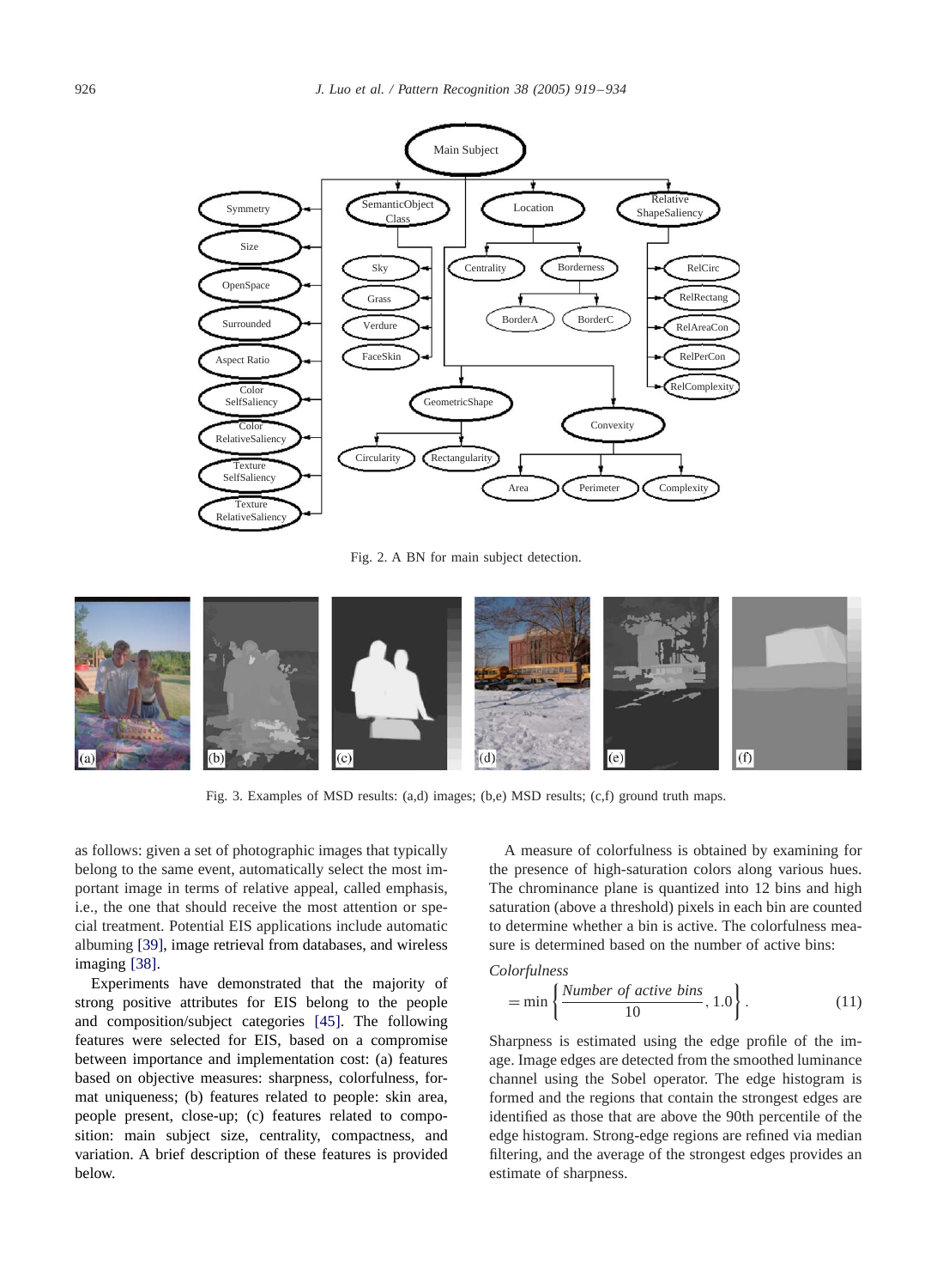Fig. 2. A BN for main subject detection.

Fig. 3. Examples of MSD results: (a,d) images; (b,e) MSD results; (c,f) ground truth maps.

as follows: given a set of photographic images that typically belong to the same event, automatically select the most important image in terms of relative appeal, called emphasis, i.e., the one that should receive the most attention or special treatment. Potential EIS applications include automatic albuming [39], image retrieval from databases, and wireless imaging [38].

Experiments have demonstrated that the majority of strong positive attributes for EIS belong to the people and composition/subject categories [45]. The following features were selected for EIS, based on a compromise between importance and implementation cost: (a) features based on objective measures: sharpness, colorfulness, format uniqueness; (b) features related to people: skin area, people present, close-up; (c) features related to composition: main subject size, centrality, compactness, and variation. A brief description of these features is provided below.

A measure of colorfulness is obtained by examining for the presence of high-saturation colors along various hues. The chrominance plane is quantized into 12 bins and high saturation (above a threshold) pixels in each bin are counted to determine whether a bin is active. The colorfulness measure is determined based on the number of active bins:

$$\textit{Colorfulness} = \min\left\{\frac{\textit{Number of active bins}}{10}, 1.0\right\}. \tag{11}$$

Sharpness is estimated using the edge profile of the image. Image edges are detected from the smoothed luminance channel using the Sobel operator. The edge histogram is formed and the regions that contain the strongest edges are identified as those that are above the 90th percentile of the edge histogram. Strong-edge regions are refined via median filtering, and the average of the strongest edges provides an estimate of sharpness.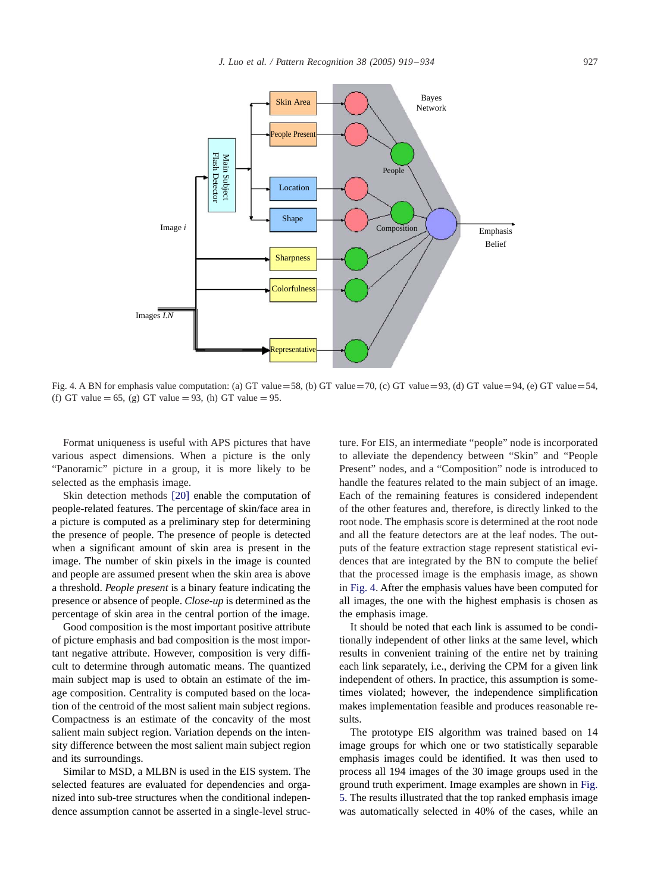Fig. 4. A BN for emphasis value computation: (a) GT value = 58, (b) GT value = 70, (c) GT value = 93, (d) GT value = 94, (e) GT value = 54, (f) GT value = 65, (g) GT value = 93, (h) GT value = 95.

Format uniqueness is useful with APS pictures that have various aspect dimensions. When a picture is the only "Panoramic" picture in a group, it is more likely to be selected as the emphasis image.

Skin detection methods [20] enable the computation of people-related features. The percentage of skin/face area in a picture is computed as a preliminary step for determining the presence of people. The presence of people is detected when a significant amount of skin area is present in the image. The number of skin pixels in the image is counted and people are assumed present when the skin area is above a threshold. *People present* is a binary feature indicating the presence or absence of people. *Close-up* is determined as the percentage of skin area in the central portion of the image.

Good composition is the most important positive attribute of picture emphasis and bad composition is the most important negative attribute. However, composition is very difficult to determine through automatic means. The quantized main subject map is used to obtain an estimate of the image composition. Centrality is computed based on the location of the centroid of the most salient main subject regions. Compactness is an estimate of the concavity of the most salient main subject region. Variation depends on the intensity difference between the most salient main subject region and its surroundings.

Similar to MSD, a MLBN is used in the EIS system. The selected features are evaluated for dependencies and organized into sub-tree structures when the conditional independence assumption cannot be asserted in a single-level structure. For EIS, an intermediate "people" node is incorporated to alleviate the dependency between "Skin" and "People Present" nodes, and a "Composition" node is introduced to handle the features related to the main subject of an image. Each of the remaining features is considered independent of the other features and, therefore, is directly linked to the root node. The emphasis score is determined at the root node and all the feature detectors are at the leaf nodes. The outputs of the feature extraction stage represent statistical evidences that are integrated by the BN to compute the belief that the processed image is the emphasis image, as shown in Fig. 4. After the emphasis values have been computed for all images, the one with the highest emphasis is chosen as the emphasis image.

It should be noted that each link is assumed to be conditionally independent of other links at the same level, which results in convenient training of the entire net by training each link separately, i.e., deriving the CPM for a given link independent of others. In practice, this assumption is sometimes violated; however, the independence simplification makes implementation feasible and produces reasonable results.

The prototype EIS algorithm was trained based on 14 image groups for which one or two statistically separable emphasis images could be identified. It was then used to process all 194 images of the 30 image groups used in the ground truth experiment. Image examples are shown in Fig. 5. The results illustrated that the top ranked emphasis image was automatically selected in 40% of the cases, while an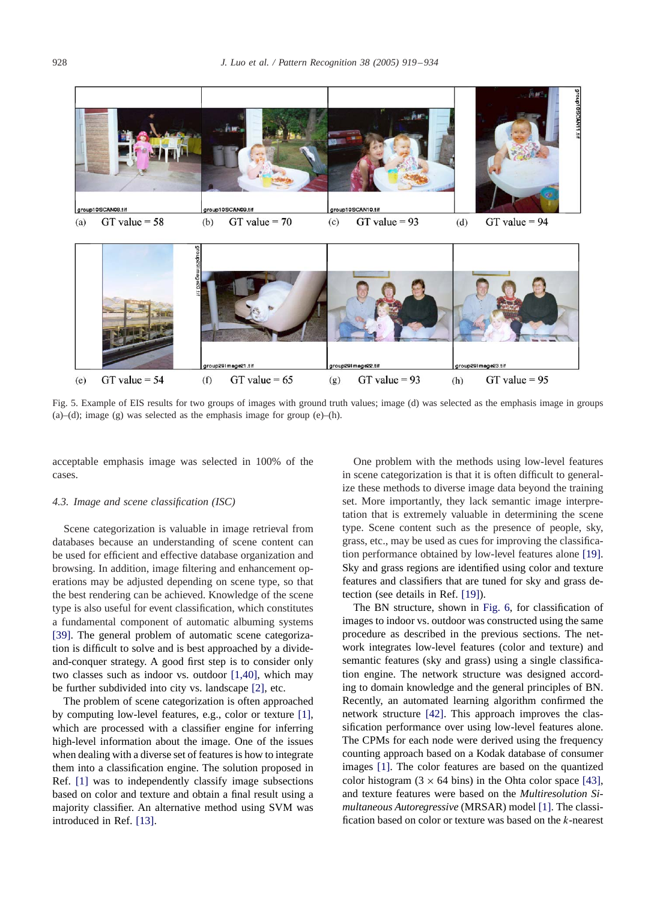(a) GT value = 58 (b) GT value = 70 (c) GT value = 93 (d) GT value = 94

(e) GT value = 54 (f) GT value = 65 (g) GT value = 93 (h) GT value = 95

Fig. 5. Example of EIS results for two groups of images with ground truth values; image (d) was selected as the emphasis image in groups (a)–(d); image (g) was selected as the emphasis image for group (e)–(h).

acceptable emphasis image was selected in 100% of the cases.

### 4.3. Image and scene classification (ISC)

Scene categorization is valuable in image retrieval from databases because an understanding of scene content can be used for efficient and effective database organization and browsing. In addition, image filtering and enhancement operations may be adjusted depending on scene type, so that the best rendering can be achieved. Knowledge of the scene type is also useful for event classification, which constitutes a fundamental component of automatic albuming systems [39]. The general problem of automatic scene categorization is difficult to solve and is best approached by a divide-and-conquer strategy. A good first step is to consider only two classes such as indoor vs. outdoor [1,40], which may be further subdivided into city vs. landscape [2], etc.

The problem of scene categorization is often approached by computing low-level features, e.g., color or texture [1], which are processed with a classifier engine for inferring high-level information about the image. One of the issues when dealing with a diverse set of features is how to integrate them into a classification engine. The solution proposed in Ref. [1] was to independently classify image subsections based on color and texture and obtain a final result using a majority classifier. An alternative method using SVM was introduced in Ref. [13].

One problem with the methods using low-level features in scene categorization is that it is often difficult to generalize these methods to diverse image data beyond the training set. More importantly, they lack semantic image interpretation that is extremely valuable in determining the scene type. Scene content such as the presence of people, sky, grass, etc., may be used as cues for improving the classification performance obtained by low-level features alone [19]. Sky and grass regions are identified using color and texture features and classifiers that are tuned for sky and grass detection (see details in Ref. [19]).

The BN structure, shown in Fig. 6, for classification of images to indoor vs. outdoor was constructed using the same procedure as described in the previous sections. The network integrates low-level features (color and texture) and semantic features (sky and grass) using a single classification engine. The network structure was designed according to domain knowledge and the general principles of BN. Recently, an automated learning algorithm confirmed the network structure [42]. This approach improves the classification performance over using low-level features alone. The CPMs for each node were derived using the frequency counting approach based on a Kodak database of consumer images [1]. The color features are based on the quantized color histogram ($3 \times 64$ bins) in the Ohta color space [43], and texture features were based on the *Multiresolution Simultaneous Autoregressive* (MRSAR) model [1]. The classification based on color or texture was based on the $k$-nearest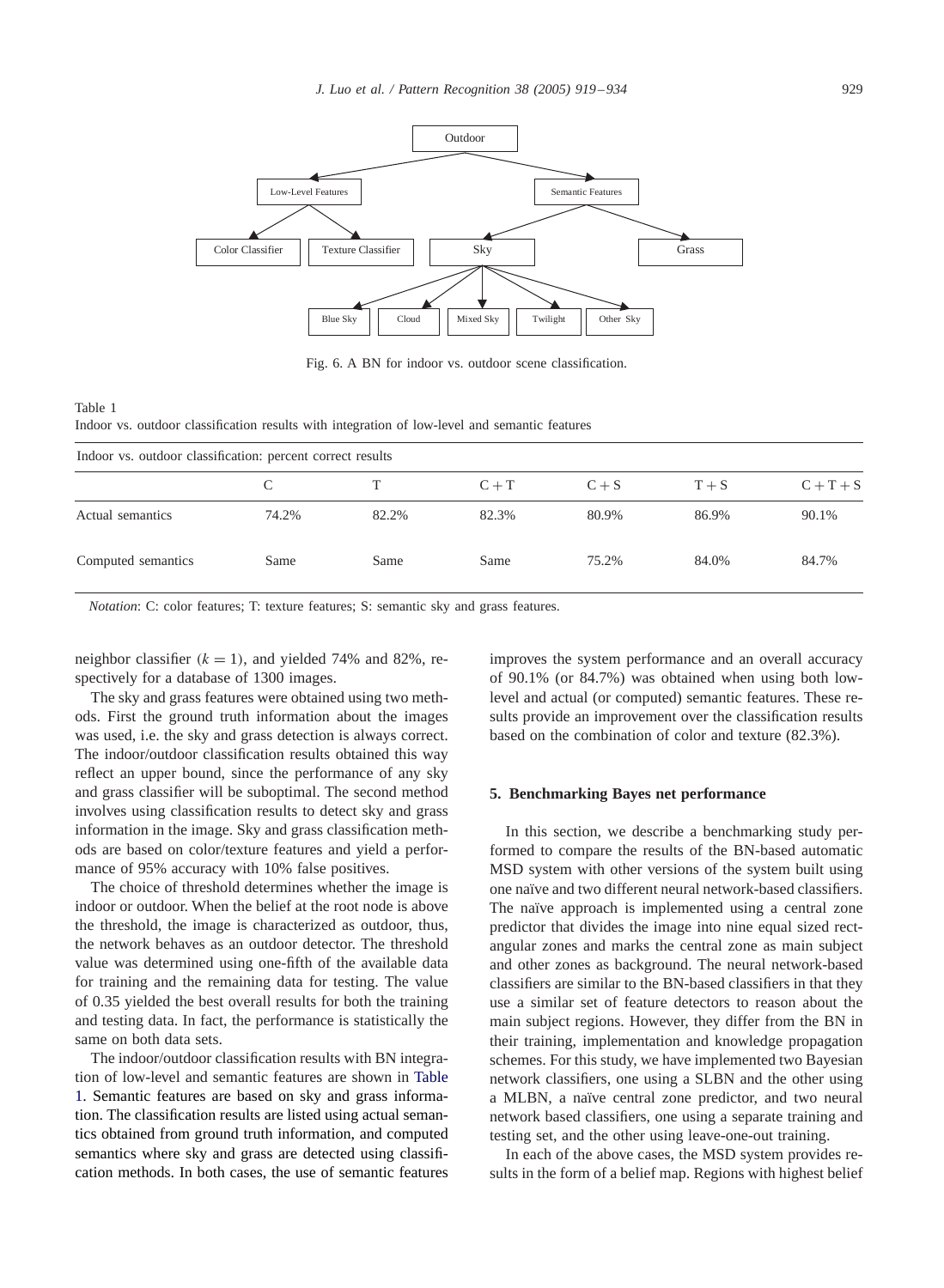Outdoor

Low-Level Features

Semantic Features

Color Classifier

Texture Classifier

Sky

Grass

Blue Sky

Cloud

Mixed Sky

Twilight

Other Sky

Fig. 6. A BN for indoor vs. outdoor scene classification.

Table 1
Indoor vs. outdoor classification results with integration of low-level and semantic features

| Indoor vs. outdoor classification: percent correct results | | | | | | |
|---|---|---|---|---|---|---|
| | C | T | C + T | C + S | T + S | C + T + S |
| Actual semantics | 74.2% | 82.2% | 82.3% | 80.9% | 86.9% | 90.1% |
| Computed semantics | Same | Same | Same | 75.2% | 84.0% | 84.7% |

*Notation*: C: color features; T: texture features; S: semantic sky and grass features.

neighbor classifier ($k = 1$), and yielded 74% and 82%, respectively for a database of 1300 images.

The sky and grass features were obtained using two methods. First the ground truth information about the images was used, i.e. the sky and grass detection is always correct. The indoor/outdoor classification results obtained this way reflect an upper bound, since the performance of any sky and grass classifier will be suboptimal. The second method involves using classification results to detect sky and grass information in the image. Sky and grass classification methods are based on color/texture features and yield a performance of 95% accuracy with 10% false positives.

The choice of threshold determines whether the image is indoor or outdoor. When the belief at the root node is above the threshold, the image is characterized as outdoor, thus, the network behaves as an outdoor detector. The threshold value was determined using one-fifth of the available data for training and the remaining data for testing. The value of 0.35 yielded the best overall results for both the training and testing data. In fact, the performance is statistically the same on both data sets.

The indoor/outdoor classification results with BN integration of low-level and semantic features are shown in Table 1. Semantic features are based on sky and grass information. The classification results are listed using actual semantics obtained from ground truth information, and computed semantics where sky and grass are detected using classification methods. In both cases, the use of semantic features improves the system performance and an overall accuracy of 90.1% (or 84.7%) was obtained when using both low-level and actual (or computed) semantic features. These results provide an improvement over the classification results based on the combination of color and texture (82.3%).

## 5. Benchmarking Bayes net performance

In this section, we describe a benchmarking study performed to compare the results of the BN-based automatic MSD system with other versions of the system built using one naïve and two different neural network-based classifiers. The naïve approach is implemented using a central zone predictor that divides the image into nine equal sized rectangular zones and marks the central zone as main subject and other zones as background. The neural network-based classifiers are similar to the BN-based classifiers in that they use a similar set of feature detectors to reason about the main subject regions. However, they differ from the BN in their training, implementation and knowledge propagation schemes. For this study, we have implemented two Bayesian network classifiers, one using a SLBN and the other using a MLBN, a naïve central zone predictor, and two neural network based classifiers, one using a separate training and testing set, and the other using leave-one-out training.

In each of the above cases, the MSD system provides results in the form of a belief map. Regions with highest belief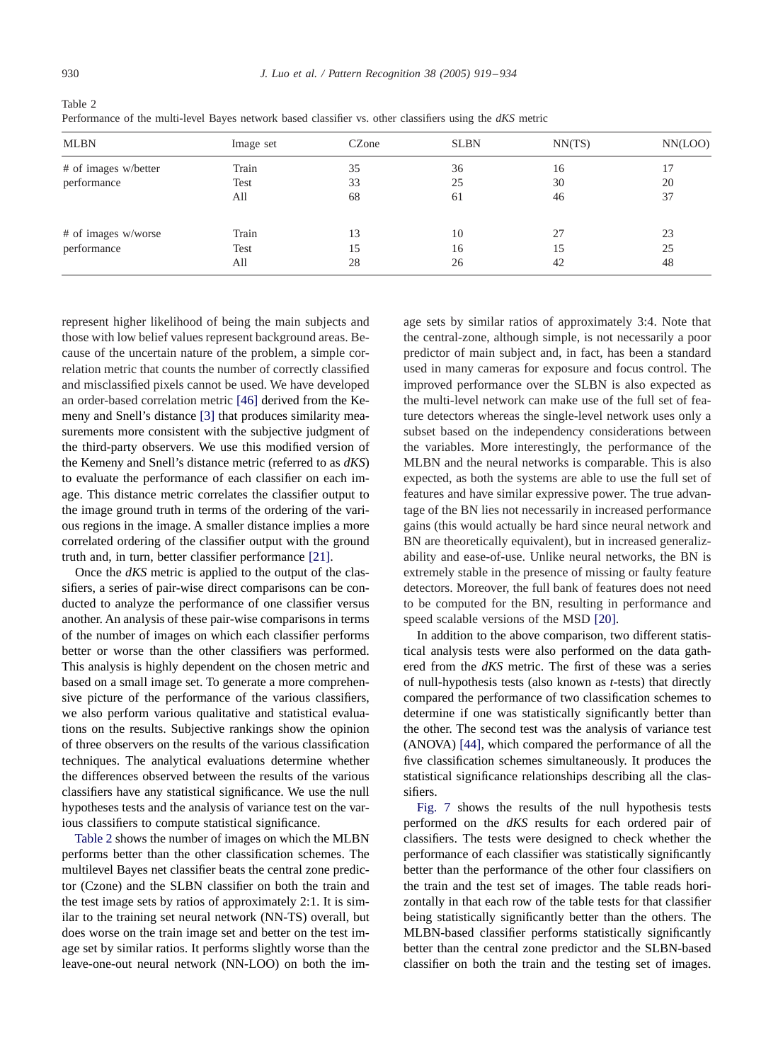Table 2
Performance of the multi-level Bayes network based classifier vs. other classifiers using the *dKS* metric

| MLBN | Image set | CZone | SLBN | NN(TS) | NN(LOO) |
|---|---|---|---|---|---|
| # of images w/better performance | Train | 35 | 36 | 16 | 17 |
| | Test | 33 | 25 | 30 | 20 |
| | All | 68 | 61 | 46 | 37 |
| # of images w/worse performance | Train | 13 | 10 | 27 | 23 |
| | Test | 15 | 16 | 15 | 25 |
| | All | 28 | 26 | 42 | 48 |

represent higher likelihood of being the main subjects and those with low belief values represent background areas. Because of the uncertain nature of the problem, a simple correlation metric that counts the number of correctly classified and misclassified pixels cannot be used. We have developed an order-based correlation metric [46] derived from the Kemeny and Snell's distance [3] that produces similarity measurements more consistent with the subjective judgment of the third-party observers. We use this modified version of the Kemeny and Snell's distance metric (referred to as *dKS*) to evaluate the performance of each classifier on each image. This distance metric correlates the classifier output to the image ground truth in terms of the ordering of the various regions in the image. A smaller distance implies a more correlated ordering of the classifier output with the ground truth and, in turn, better classifier performance [21].

Once the *dKS* metric is applied to the output of the classifiers, a series of pair-wise direct comparisons can be conducted to analyze the performance of one classifier versus another. An analysis of these pair-wise comparisons in terms of the number of images on which each classifier performs better or worse than the other classifiers was performed. This analysis is highly dependent on the chosen metric and based on a small image set. To generate a more comprehensive picture of the performance of the various classifiers, we also perform various qualitative and statistical evaluations on the results. Subjective rankings show the opinion of three observers on the results of the various classification techniques. The analytical evaluations determine whether the differences observed between the results of the various classifiers have any statistical significance. We use the null hypotheses tests and the analysis of variance test on the various classifiers to compute statistical significance.

Table 2 shows the number of images on which the MLBN performs better than the other classification schemes. The multilevel Bayes net classifier beats the central zone predictor (Czone) and the SLBN classifier on both the train and the test image sets by ratios of approximately 2:1. It is similar to the training set neural network (NN-TS) overall, but does worse on the train image set and better on the test image set by similar ratios. It performs slightly worse than the leave-one-out neural network (NN-LOO) on both the image sets by similar ratios of approximately 3:4. Note that the central-zone, although simple, is not necessarily a poor predictor of main subject and, in fact, has been a standard used in many cameras for exposure and focus control. The improved performance over the SLBN is also expected as the multi-level network can make use of the full set of feature detectors whereas the single-level network uses only a subset based on the independency considerations between the variables. More interestingly, the performance of the MLBN and the neural networks is comparable. This is also expected, as both the systems are able to use the full set of features and have similar expressive power. The true advantage of the BN lies not necessarily in increased performance gains (this would actually be hard since neural network and BN are theoretically equivalent), but in increased generalizability and ease-of-use. Unlike neural networks, the BN is extremely stable in the presence of missing or faulty feature detectors. Moreover, the full bank of features does not need to be computed for the BN, resulting in performance and speed scalable versions of the MSD [20].

In addition to the above comparison, two different statistical analysis tests were also performed on the data gathered from the *dKS* metric. The first of these was a series of null-hypothesis tests (also known as *t*-tests) that directly compared the performance of two classification schemes to determine if one was statistically significantly better than the other. The second test was the analysis of variance test (ANOVA) [44], which compared the performance of all the five classification schemes simultaneously. It produces the statistical significance relationships describing all the classifiers.

Fig. 7 shows the results of the null hypothesis tests performed on the *dKS* results for each ordered pair of classifiers. The tests were designed to check whether the performance of each classifier was statistically significantly better than the performance of the other four classifiers on the train and the test set of images. The table reads horizontally in that each row of the table tests for that classifier being statistically significantly better than the others. The MLBN-based classifier performs statistically significantly better than the central zone predictor and the SLBN-based classifier on both the train and the testing set of images.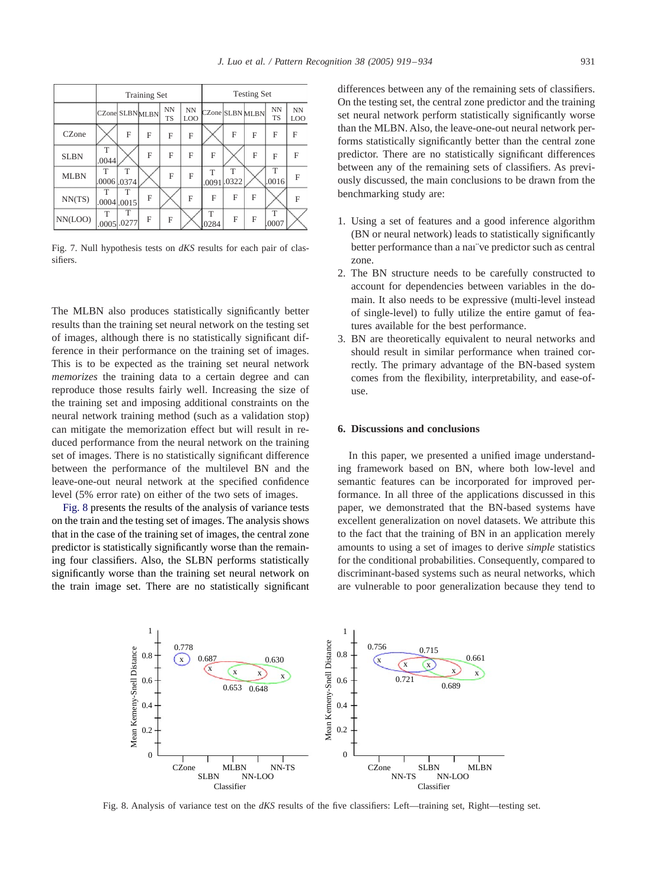| | Training Set | | | | | Testing Set | | | | |
|---|---|---|---|---|---|---|---|---|---|---|
| | CZone | SLBN | MLBN | NN TS | NN LOO | CZone | SLBN | MLBN | NN TS | NN LOO |
| CZone | | F | F | F | F | | F | F | F | F |
| SLBN | T .0044 | | F | F | F | F | | F | F | F |
| MLBN | T .0006 | T .0374 | | F | F | T .0091 | T .0322 | | T .0016 | F |
| NN(TS) | T .0004 | T .0015 | F | | F | F | F | F | | F |
| NN(LOO) | T .0005 | T .0277 | F | F | | T .0284 | F | F | T .0007 | |

Fig. 7. Null hypothesis tests on *dKS* results for each pair of classifiers.

The MLBN also produces statistically significantly better results than the training set neural network on the testing set of images, although there is no statistically significant difference in their performance on the training set of images. This is to be expected as the training set neural network *memorizes* the training data to a certain degree and can reproduce those results fairly well. Increasing the size of the training set and imposing additional constraints on the neural network training method (such as a validation stop) can mitigate the memorization effect but will result in reduced performance from the neural network on the training set of images. There is no statistically significant difference between the performance of the multilevel BN and the leave-one-out neural network at the specified confidence level (5% error rate) on either of the two sets of images.

Fig. 8 presents the results of the analysis of variance tests on the train and the testing set of images. The analysis shows that in the case of the training set of images, the central zone predictor is statistically significantly worse than the remaining four classifiers. Also, the SLBN performs statistically significantly worse than the training set neural network on the train image set. There are no statistically significant differences between any of the remaining sets of classifiers. On the testing set, the central zone predictor and the training set neural network perform statistically significantly worse than the MLBN. Also, the leave-one-out neural network performs statistically significantly better than the central zone predictor. There are no statistically significant differences between any of the remaining sets of classifiers. As previously discussed, the main conclusions to be drawn from the benchmarking study are:

1. Using a set of features and a good inference algorithm (BN or neural network) leads to statistically significantly better performance than a naïve predictor such as central zone.
2. The BN structure needs to be carefully constructed to account for dependencies between variables in the domain. It also needs to be expressive (multi-level instead of single-level) to fully utilize the entire gamut of features available for the best performance.
3. BN are theoretically equivalent to neural networks and should result in similar performance when trained correctly. The primary advantage of the BN-based system comes from the flexibility, interpretability, and ease-of-use.

## 6. Discussions and conclusions

In this paper, we presented a unified image understanding framework based on BN, where both low-level and semantic features can be incorporated for improved performance. In all three of the applications discussed in this paper, we demonstrated that the BN-based systems have excellent generalization on novel datasets. We attribute this to the fact that the training of BN in an application merely amounts to using a set of images to derive *simple* statistics for the conditional probabilities. Consequently, compared to discriminant-based systems such as neural networks, which are vulnerable to poor generalization because they tend to

Mean Kemeny-Snell Distance
1
0.8
0.6
0.4
0.2
0
0.778
0.687
0.630
0.653
0.648
CZone
SLBN
MLBN
NN-LOO
NN-TS
Classifier

Mean Kemeny-Snell Distance
1
0.8
0.6
0.4
0.2
0
0.756
0.715
0.661
0.721
0.689
CZone
NN-TS
SLBN
NN-LOO
MLBN
Classifier

Fig. 8. Analysis of variance test on the *dKS* results of the five classifiers: Left—training set, Right—testing set.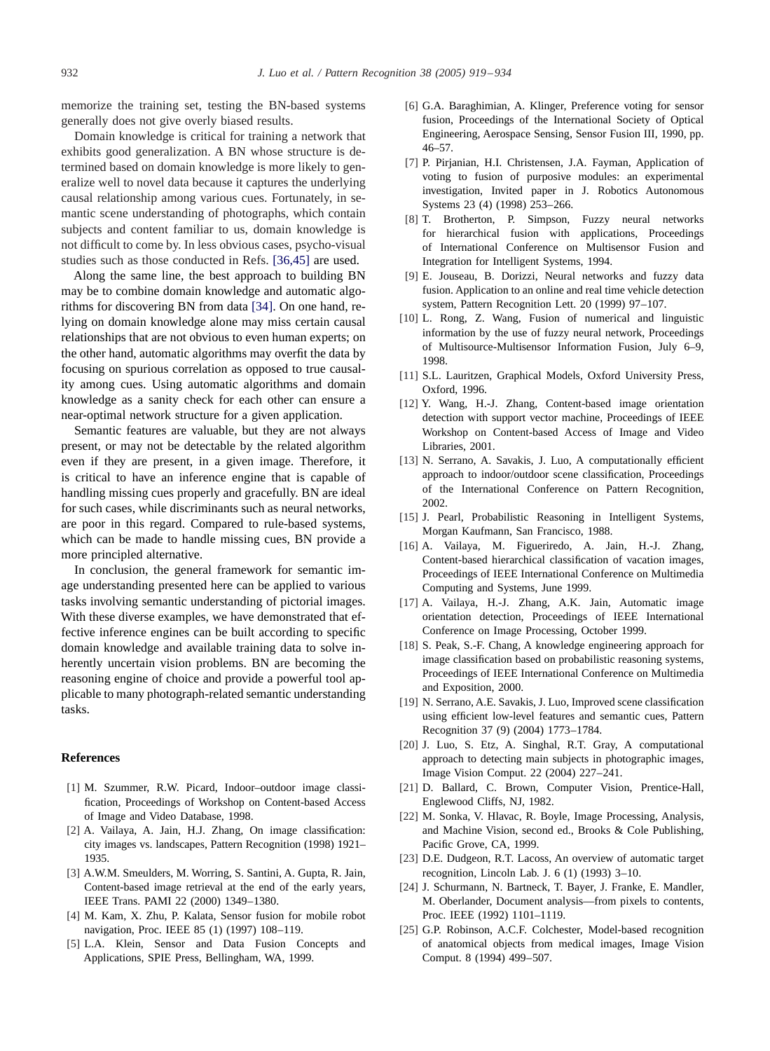memorize the training set, testing the BN-based systems generally does not give overly biased results.

Domain knowledge is critical for training a network that exhibits good generalization. A BN whose structure is determined based on domain knowledge is more likely to generalize well to novel data because it captures the underlying causal relationship among various cues. Fortunately, in semantic scene understanding of photographs, which contain subjects and content familiar to us, domain knowledge is not difficult to come by. In less obvious cases, psycho-visual studies such as those conducted in Refs. [36,45] are used.

Along the same line, the best approach to building BN may be to combine domain knowledge and automatic algorithms for discovering BN from data [34]. On one hand, relying on domain knowledge alone may miss certain causal relationships that are not obvious to even human experts; on the other hand, automatic algorithms may overfit the data by focusing on spurious correlation as opposed to true causality among cues. Using automatic algorithms and domain knowledge as a sanity check for each other can ensure a near-optimal network structure for a given application.

Semantic features are valuable, but they are not always present, or may not be detectable by the related algorithm even if they are present, in a given image. Therefore, it is critical to have an inference engine that is capable of handling missing cues properly and gracefully. BN are ideal for such cases, while discriminants such as neural networks, are poor in this regard. Compared to rule-based systems, which can be made to handle missing cues, BN provide a more principled alternative.

In conclusion, the general framework for semantic image understanding presented here can be applied to various tasks involving semantic understanding of pictorial images. With these diverse examples, we have demonstrated that effective inference engines can be built according to specific domain knowledge and available training data to solve inherently uncertain vision problems. BN are becoming the reasoning engine of choice and provide a powerful tool applicable to many photograph-related semantic understanding tasks.

## References

[1] M. Szummer, R.W. Picard, Indoor–outdoor image classification, Proceedings of Workshop on Content-based Access of Image and Video Database, 1998.

[2] A. Vailaya, A. Jain, H.J. Zhang, On image classification: city images vs. landscapes, Pattern Recognition (1998) 1921–1935.

[3] A.W.M. Smeulders, M. Worring, S. Santini, A. Gupta, R. Jain, Content-based image retrieval at the end of the early years, IEEE Trans. PAMI 22 (2000) 1349–1380.

[4] M. Kam, X. Zhu, P. Kalata, Sensor fusion for mobile robot navigation, Proc. IEEE 85 (1) (1997) 108–119.

[5] L.A. Klein, Sensor and Data Fusion Concepts and Applications, SPIE Press, Bellingham, WA, 1999.

[6] G.A. Baraghimian, A. Klinger, Preference voting for sensor fusion, Proceedings of the International Society of Optical Engineering, Aerospace Sensing, Sensor Fusion III, 1990, pp. 46–57.

[7] P. Pirjanian, H.I. Christensen, J.A. Fayman, Application of voting to fusion of purposive modules: an experimental investigation, Invited paper in J. Robotics Autonomous Systems 23 (4) (1998) 253–266.

[8] T. Brotherton, P. Simpson, Fuzzy neural networks for hierarchical fusion with applications, Proceedings of International Conference on Multisensor Fusion and Integration for Intelligent Systems, 1994.

[9] E. Jouseau, B. Dorizzi, Neural networks and fuzzy data fusion. Application to an online and real time vehicle detection system, Pattern Recognition Lett. 20 (1999) 97–107.

[10] L. Rong, Z. Wang, Fusion of numerical and linguistic information by the use of fuzzy neural network, Proceedings of Multisource-Multisensor Information Fusion, July 6–9, 1998.

[11] S.L. Lauritzen, Graphical Models, Oxford University Press, Oxford, 1996.

[12] Y. Wang, H.-J. Zhang, Content-based image orientation detection with support vector machine, Proceedings of IEEE Workshop on Content-based Access of Image and Video Libraries, 2001.

[13] N. Serrano, A. Savakis, J. Luo, A computationally efficient approach to indoor/outdoor scene classification, Proceedings of the International Conference on Pattern Recognition, 2002.

[15] J. Pearl, Probabilistic Reasoning in Intelligent Systems, Morgan Kaufmann, San Francisco, 1988.

[16] A. Vailaya, M. Figueriredo, A. Jain, H.-J. Zhang, Content-based hierarchical classification of vacation images, Proceedings of IEEE International Conference on Multimedia Computing and Systems, June 1999.

[17] A. Vailaya, H.-J. Zhang, A.K. Jain, Automatic image orientation detection, Proceedings of IEEE International Conference on Image Processing, October 1999.

[18] S. Peak, S.-F. Chang, A knowledge engineering approach for image classification based on probabilistic reasoning systems, Proceedings of IEEE International Conference on Multimedia and Exposition, 2000.

[19] N. Serrano, A.E. Savakis, J. Luo, Improved scene classification using efficient low-level features and semantic cues, Pattern Recognition 37 (9) (2004) 1773–1784.

[20] J. Luo, S. Etz, A. Singhal, R.T. Gray, A computational approach to detecting main subjects in photographic images, Image Vision Comput. 22 (2004) 227–241.

[21] D. Ballard, C. Brown, Computer Vision, Prentice-Hall, Englewood Cliffs, NJ, 1982.

[22] M. Sonka, V. Hlavac, R. Boyle, Image Processing, Analysis, and Machine Vision, second ed., Brooks & Cole Publishing, Pacific Grove, CA, 1999.

[23] D.E. Dudgeon, R.T. Lacoss, An overview of automatic target recognition, Lincoln Lab. J. 6 (1) (1993) 3–10.

[24] J. Schurmann, N. Bartneck, T. Bayer, J. Franke, E. Mandler, M. Oberlander, Document analysis—from pixels to contents, Proc. IEEE (1992) 1101–1119.

[25] G.P. Robinson, A.C.F. Colchester, Model-based recognition of anatomical objects from medical images, Image Vision Comput. 8 (1994) 499–507.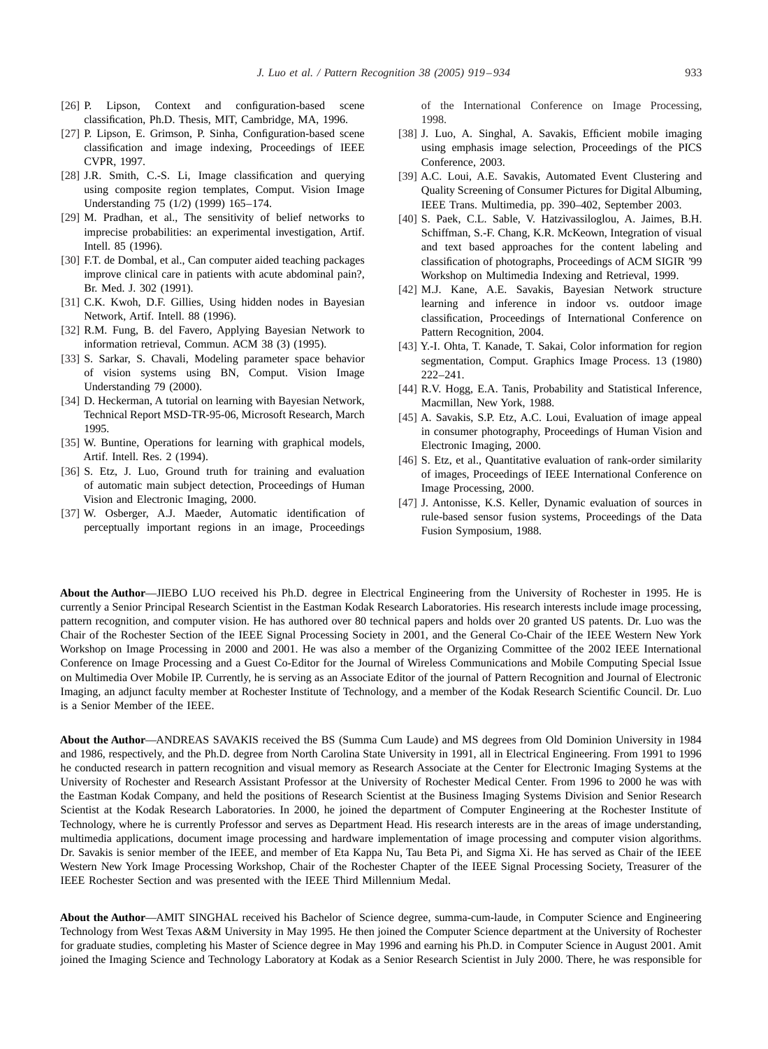[26] P. Lipson, Context and configuration-based scene classification, Ph.D. Thesis, MIT, Cambridge, MA, 1996.

[27] P. Lipson, E. Grimson, P. Sinha, Configuration-based scene classification and image indexing, Proceedings of IEEE CVPR, 1997.

[28] J.R. Smith, C.-S. Li, Image classification and querying using composite region templates, Comput. Vision Image Understanding 75 (1/2) (1999) 165–174.

[29] M. Pradhan, et al., The sensitivity of belief networks to imprecise probabilities: an experimental investigation, Artif. Intell. 85 (1996).

[30] F.T. de Dombal, et al., Can computer aided teaching packages improve clinical care in patients with acute abdominal pain?, Br. Med. J. 302 (1991).

[31] C.K. Kwoh, D.F. Gillies, Using hidden nodes in Bayesian Network, Artif. Intell. 88 (1996).

[32] R.M. Fung, B. del Favero, Applying Bayesian Network to information retrieval, Commun. ACM 38 (3) (1995).

[33] S. Sarkar, S. Chavali, Modeling parameter space behavior of vision systems using BN, Comput. Vision Image Understanding 79 (2000).

[34] D. Heckerman, A tutorial on learning with Bayesian Network, Technical Report MSD-TR-95-06, Microsoft Research, March 1995.

[35] W. Buntine, Operations for learning with graphical models, Artif. Intell. Res. 2 (1994).

[36] S. Etz, J. Luo, Ground truth for training and evaluation of automatic main subject detection, Proceedings of Human Vision and Electronic Imaging, 2000.

[37] W. Osberger, A.J. Maeder, Automatic identification of perceptually important regions in an image, Proceedings of the International Conference on Image Processing, 1998.

[38] J. Luo, A. Singhal, A. Savakis, Efficient mobile imaging using emphasis image selection, Proceedings of the PICS Conference, 2003.

[39] A.C. Loui, A.E. Savakis, Automated Event Clustering and Quality Screening of Consumer Pictures for Digital Albuming, IEEE Trans. Multimedia, pp. 390–402, September 2003.

[40] S. Paek, C.L. Sable, V. Hatzivassiloglou, A. Jaimes, B.H. Schiffman, S.-F. Chang, K.R. McKeown, Integration of visual and text based approaches for the content labeling and classification of photographs, Proceedings of ACM SIGIR '99 Workshop on Multimedia Indexing and Retrieval, 1999.

[42] M.J. Kane, A.E. Savakis, Bayesian Network structure learning and inference in indoor vs. outdoor image classification, Proceedings of International Conference on Pattern Recognition, 2004.

[43] Y.-I. Ohta, T. Kanade, T. Sakai, Color information for region segmentation, Comput. Graphics Image Process. 13 (1980) 222–241.

[44] R.V. Hogg, E.A. Tanis, Probability and Statistical Inference, Macmillan, New York, 1988.

[45] A. Savakis, S.P. Etz, A.C. Loui, Evaluation of image appeal in consumer photography, Proceedings of Human Vision and Electronic Imaging, 2000.

[46] S. Etz, et al., Quantitative evaluation of rank-order similarity of images, Proceedings of IEEE International Conference on Image Processing, 2000.

[47] J. Antonisse, K.S. Keller, Dynamic evaluation of sources in rule-based sensor fusion systems, Proceedings of the Data Fusion Symposium, 1988.

**About the Author**—JIEBO LUO received his Ph.D. degree in Electrical Engineering from the University of Rochester in 1995. He is currently a Senior Principal Research Scientist in the Eastman Kodak Research Laboratories. His research interests include image processing, pattern recognition, and computer vision. He has authored over 80 technical papers and holds over 20 granted US patents. Dr. Luo was the Chair of the Rochester Section of the IEEE Signal Processing Society in 2001, and the General Co-Chair of the IEEE Western New York Workshop on Image Processing in 2000 and 2001. He was also a member of the Organizing Committee of the 2002 IEEE International Conference on Image Processing and a Guest Co-Editor for the Journal of Wireless Communications and Mobile Computing Special Issue on Multimedia Over Mobile IP. Currently, he is serving as an Associate Editor of the journal of Pattern Recognition and Journal of Electronic Imaging, an adjunct faculty member at Rochester Institute of Technology, and a member of the Kodak Research Scientific Council. Dr. Luo is a Senior Member of the IEEE.

**About the Author**—ANDREAS SAVAKIS received the BS (Summa Cum Laude) and MS degrees from Old Dominion University in 1984 and 1986, respectively, and the Ph.D. degree from North Carolina State University in 1991, all in Electrical Engineering. From 1991 to 1996 he conducted research in pattern recognition and visual memory as Research Associate at the Center for Electronic Imaging Systems at the University of Rochester and Research Assistant Professor at the University of Rochester Medical Center. From 1996 to 2000 he was with the Eastman Kodak Company, and held the positions of Research Scientist at the Business Imaging Systems Division and Senior Research Scientist at the Kodak Research Laboratories. In 2000, he joined the department of Computer Engineering at the Rochester Institute of Technology, where he is currently Professor and serves as Department Head. His research interests are in the areas of image understanding, multimedia applications, document image processing and hardware implementation of image processing and computer vision algorithms. Dr. Savakis is senior member of the IEEE, and member of Eta Kappa Nu, Tau Beta Pi, and Sigma Xi. He has served as Chair of the IEEE Western New York Image Processing Workshop, Chair of the Rochester Chapter of the IEEE Signal Processing Society, Treasurer of the IEEE Rochester Section and was presented with the IEEE Third Millennium Medal.

**About the Author**—AMIT SINGHAL received his Bachelor of Science degree, summa-cum-laude, in Computer Science and Engineering Technology from West Texas A&M University in May 1995. He then joined the Computer Science department at the University of Rochester for graduate studies, completing his Master of Science degree in May 1996 and earning his Ph.D. in Computer Science in August 2001. Amit joined the Imaging Science and Technology Laboratory at Kodak as a Senior Research Scientist in July 2000. There, he was responsible for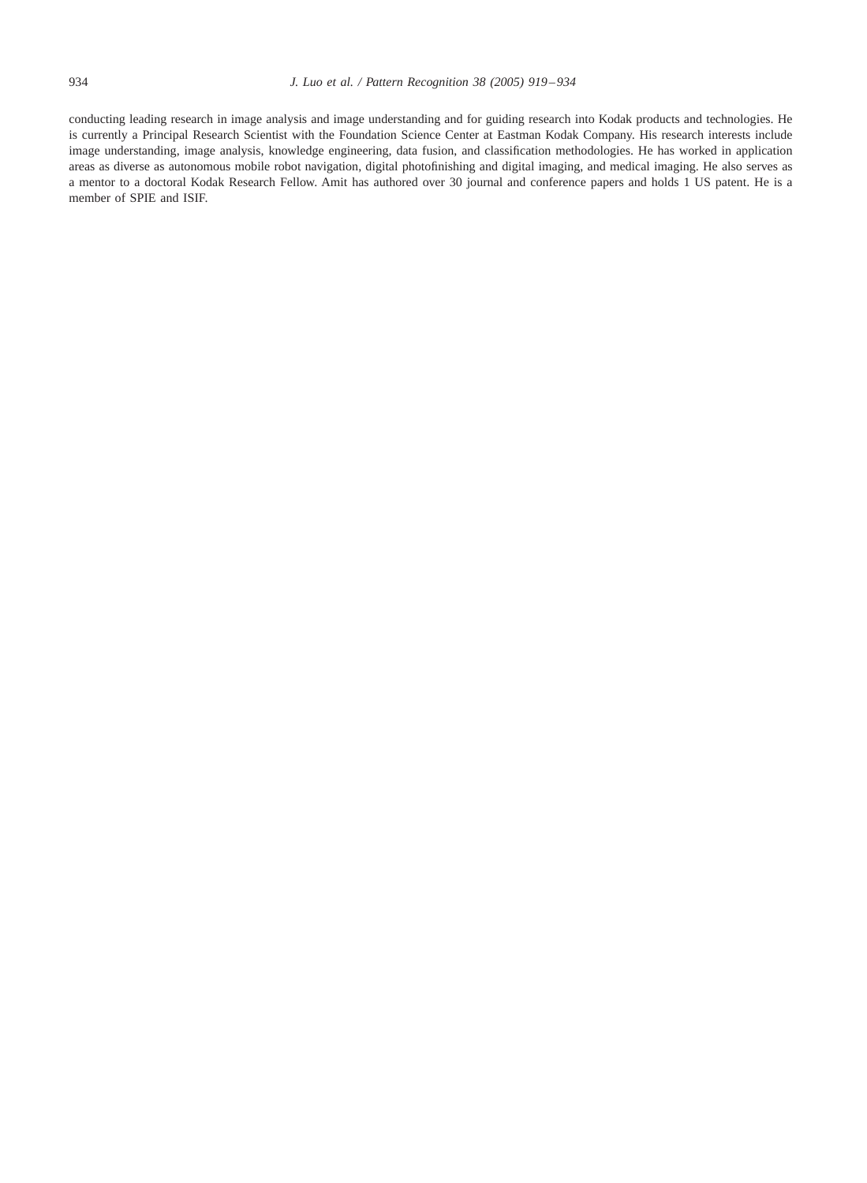conducting leading research in image analysis and image understanding and for guiding research into Kodak products and technologies. He is currently a Principal Research Scientist with the Foundation Science Center at Eastman Kodak Company. His research interests include image understanding, image analysis, knowledge engineering, data fusion, and classification methodologies. He has worked in application areas as diverse as autonomous mobile robot navigation, digital photofinishing and digital imaging, and medical imaging. He also serves as a mentor to a doctoral Kodak Research Fellow. Amit has authored over 30 journal and conference papers and holds 1 US patent. He is a member of SPIE and ISIF.